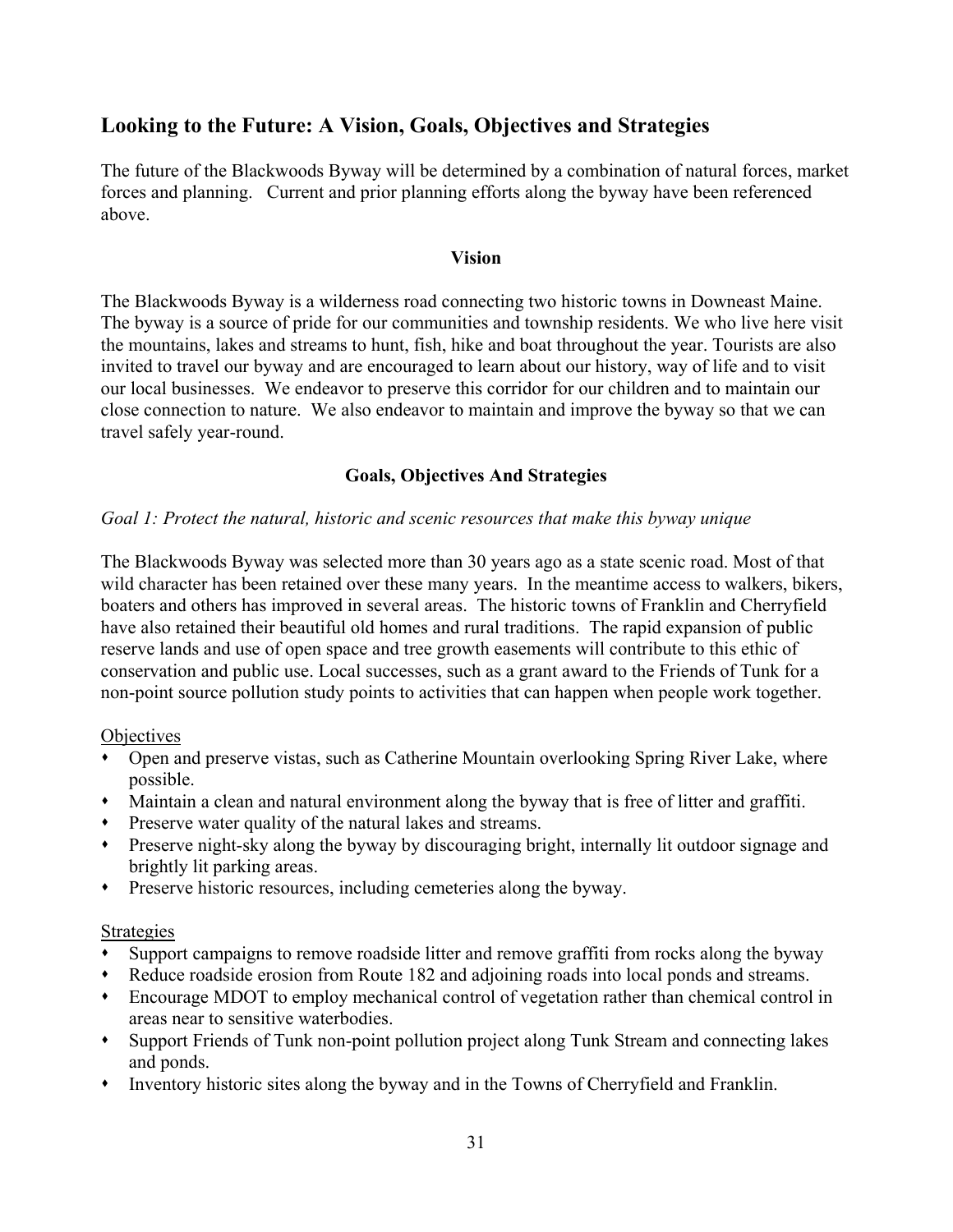## Looking to the Future: A Vision, Goals, Objectives and Strategies

The future of the Blackwoods Byway will be determined by a combination of natural forces, market forces and planning. Current and prior planning efforts along the byway have been referenced above.

### Vision

The Blackwoods Byway is a wilderness road connecting two historic towns in Downeast Maine. The byway is a source of pride for our communities and township residents. We who live here visit the mountains, lakes and streams to hunt, fish, hike and boat throughout the year. Tourists are also invited to travel our byway and are encouraged to learn about our history, way of life and to visit our local businesses. We endeavor to preserve this corridor for our children and to maintain our close connection to nature. We also endeavor to maintain and improve the byway so that we can travel safely year-round.

### Goals, Objectives And Strategies

*Goal 1: Protect the natural, historic and scenic resources that make this byway unique*

The Blackwoods Byway was selected more than 30 years ago as a state scenic road. Most of that wild character has been retained over these many years. In the meantime access to walkers, bikers, boaters and others has improved in several areas. The historic towns of Franklin and Cherryfield have also retained their beautiful old homes and rural traditions. The rapid expansion of public reserve lands and use of open space and tree growth easements will contribute to this ethic of conservation and public use. Local successes, such as a grant award to the Friends of Tunk for a non-point source pollution study points to activities that can happen when people work together.

Objectives

- Open and preserve vistas, such as Catherine Mountain overlooking Spring River Lake, where possible.
- Maintain a clean and natural environment along the byway that is free of litter and graffiti.
- Preserve water quality of the natural lakes and streams.
- Preserve night-sky along the byway by discouraging bright, internally lit outdoor signage and brightly lit parking areas.
- Preserve historic resources, including cemeteries along the byway.

Strategies

- Support campaigns to remove roadside litter and remove graffiti from rocks along the byway
- Reduce roadside erosion from Route 182 and adjoining roads into local ponds and streams.
- Encourage MDOT to employ mechanical control of vegetation rather than chemical control in areas near to sensitive waterbodies.
- Support Friends of Tunk non-point pollution project along Tunk Stream and connecting lakes and ponds.
- Inventory historic sites along the byway and in the Towns of Cherryfield and Franklin.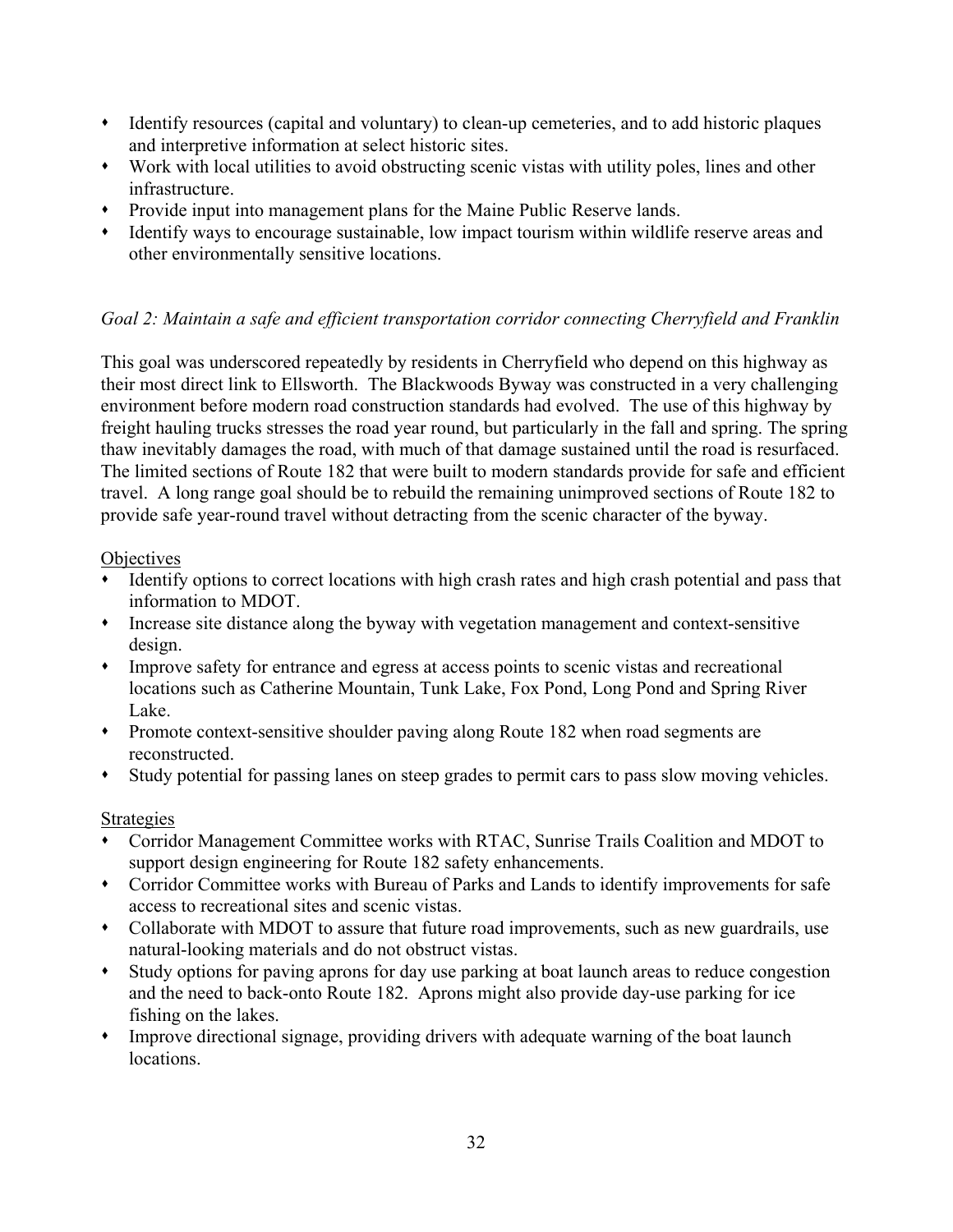- Identify resources (capital and voluntary) to clean-up cemeteries, and to add historic plaques and interpretive information at select historic sites.
- Work with local utilities to avoid obstructing scenic vistas with utility poles, lines and other infrastructure.
- Provide input into management plans for the Maine Public Reserve lands.
- Identify ways to encourage sustainable, low impact tourism within wildlife reserve areas and other environmentally sensitive locations.

*Goal 2: Maintain a safe and efficient transportation corridor connecting Cherryfield and Franklin*

This goal was underscored repeatedly by residents in Cherryfield who depend on this highway as their most direct link to Ellsworth. The Blackwoods Byway was constructed in a very challenging environment before modern road construction standards had evolved. The use of this highway by freight hauling trucks stresses the road year round, but particularly in the fall and spring. The spring thaw inevitably damages the road, with much of that damage sustained until the road is resurfaced. The limited sections of Route 182 that were built to modern standards provide for safe and efficient travel. A long range goal should be to rebuild the remaining unimproved sections of Route 182 to provide safe year-round travel without detracting from the scenic character of the byway.

<u>Objectives</u>

- Identify options to correct locations with high crash rates and high crash potential and pass that information to MDOT.
- Increase site distance along the byway with vegetation management and context-sensitive design.
- Improve safety for entrance and egress at access points to scenic vistas and recreational locations such as Catherine Mountain, Tunk Lake, Fox Pond, Long Pond and Spring River Lake.
- Promote context-sensitive shoulder paving along Route 182 when road segments are reconstructed.
- Study potential for passing lanes on steep grades to permit cars to pass slow moving vehicles.

<u>Strategies</u>

- Corridor Management Committee works with RTAC, Sunrise Trails Coalition and MDOT to support design engineering for Route 182 safety enhancements.
- Corridor Committee works with Bureau of Parks and Lands to identify improvements for safe access to recreational sites and scenic vistas.
- Collaborate with MDOT to assure that future road improvements, such as new guardrails, use natural-looking materials and do not obstruct vistas.
- Study options for paving aprons for day use parking at boat launch areas to reduce congestion and the need to back-onto Route 182. Aprons might also provide day-use parking for ice fishing on the lakes.
- Improve directional signage, providing drivers with adequate warning of the boat launch locations.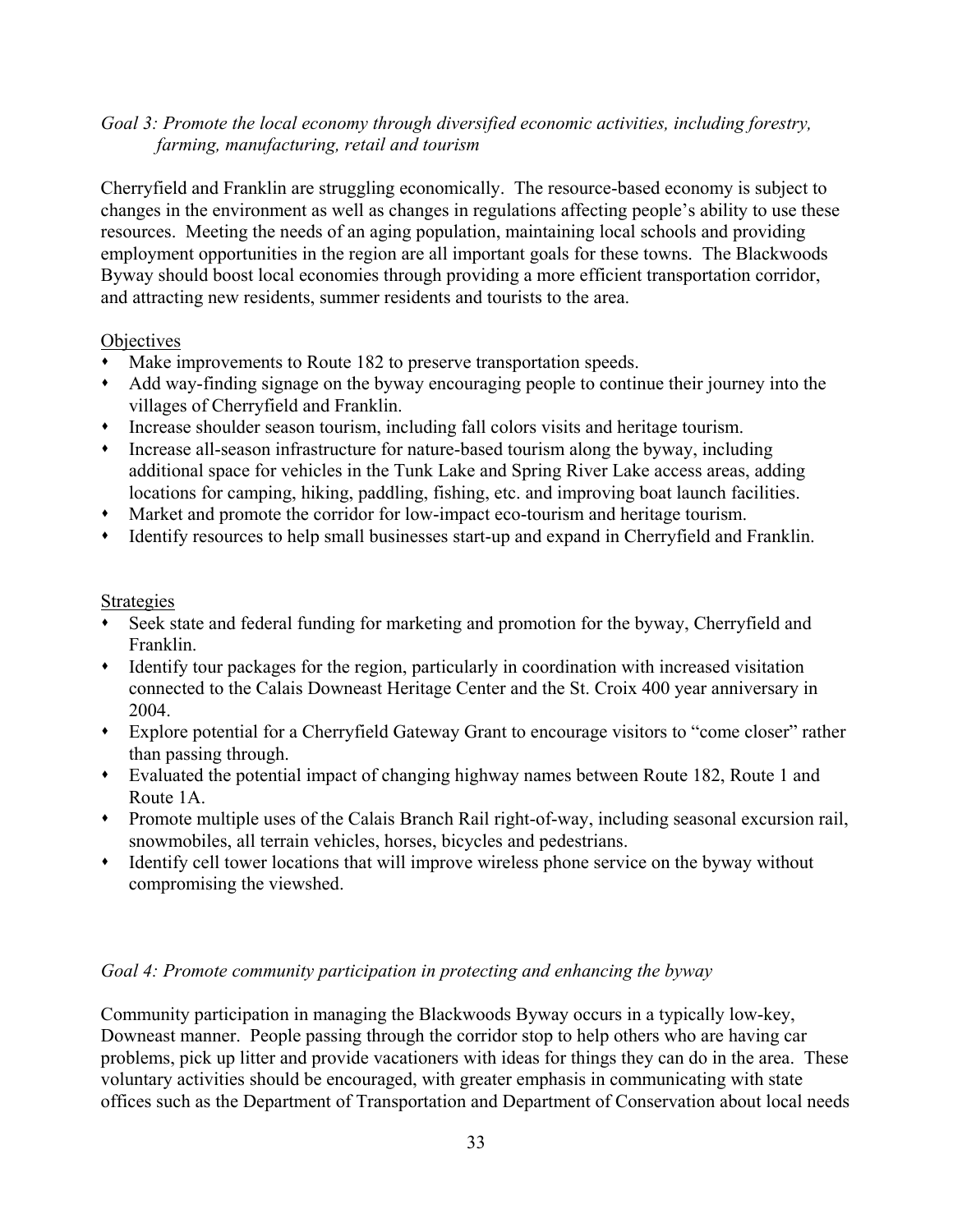*Goal 3: Promote the local economy through diversified economic activities, including forestry, farming, manufacturing, retail and tourism*

Cherryfield and Franklin are struggling economically. The resource-based economy is subject to changes in the environment as well as changes in regulations affecting people's ability to use these resources. Meeting the needs of an aging population, maintaining local schools and providing employment opportunities in the region are all important goals for these towns. The Blackwoods Byway should boost local economies through providing a more efficient transportation corridor, and attracting new residents, summer residents and tourists to the area.

Objectives

- Make improvements to Route 182 to preserve transportation speeds.
- Add way-finding signage on the byway encouraging people to continue their journey into the villages of Cherryfield and Franklin.
- Increase shoulder season tourism, including fall colors visits and heritage tourism.
- Increase all-season infrastructure for nature-based tourism along the byway, including additional space for vehicles in the Tunk Lake and Spring River Lake access areas, adding locations for camping, hiking, paddling, fishing, etc. and improving boat launch facilities.
- Market and promote the corridor for low-impact eco-tourism and heritage tourism.
- Identify resources to help small businesses start-up and expand in Cherryfield and Franklin.

Strategies

- Seek state and federal funding for marketing and promotion for the byway, Cherryfield and Franklin.
- Identify tour packages for the region, particularly in coordination with increased visitation connected to the Calais Downeast Heritage Center and the St. Croix 400 year anniversary in 2004.
- Explore potential for a Cherryfield Gateway Grant to encourage visitors to "come closer" rather than passing through.
- Evaluated the potential impact of changing highway names between Route 182, Route 1 and Route 1A.
- Promote multiple uses of the Calais Branch Rail right-of-way, including seasonal excursion rail, snowmobiles, all terrain vehicles, horses, bicycles and pedestrians.
- Identify cell tower locations that will improve wireless phone service on the byway without compromising the viewshed.

*Goal 4: Promote community participation in protecting and enhancing the byway*

Community participation in managing the Blackwoods Byway occurs in a typically low-key, Downeast manner. People passing through the corridor stop to help others who are having car problems, pick up litter and provide vacationers with ideas for things they can do in the area. These voluntary activities should be encouraged, with greater emphasis in communicating with state offices such as the Department of Transportation and Department of Conservation about local needs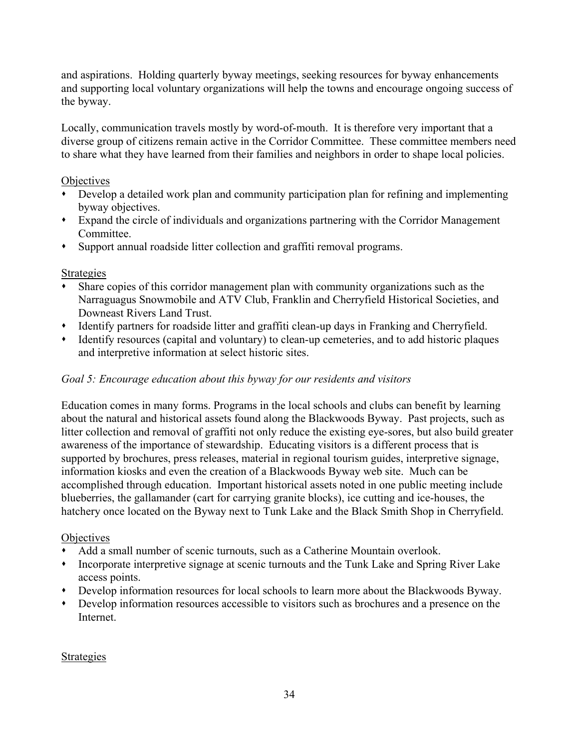and aspirations. Holding quarterly byway meetings, seeking resources for byway enhancements and supporting local voluntary organizations will help the towns and encourage ongoing success of the byway.

Locally, communication travels mostly by word-of-mouth. It is therefore very important that a diverse group of citizens remain active in the Corridor Committee. These committee members need to share what they have learned from their families and neighbors in order to shape local policies.

Objectives

- Develop a detailed work plan and community participation plan for refining and implementing byway objectives.
- Expand the circle of individuals and organizations partnering with the Corridor Management Committee.
- Support annual roadside litter collection and graffiti removal programs.

Strategies

- Share copies of this corridor management plan with community organizations such as the Narraguagus Snowmobile and ATV Club, Franklin and Cherryfield Historical Societies, and Downeast Rivers Land Trust.
- Identify partners for roadside litter and graffiti clean-up days in Franking and Cherryfield.
- Identify resources (capital and voluntary) to clean-up cemeteries, and to add historic plaques and interpretive information at select historic sites.

*Goal 5: Encourage education about this byway for our residents and visitors*

Education comes in many forms. Programs in the local schools and clubs can benefit by learning about the natural and historical assets found along the Blackwoods Byway. Past projects, such as litter collection and removal of graffiti not only reduce the existing eye-sores, but also build greater awareness of the importance of stewardship. Educating visitors is a different process that is supported by brochures, press releases, material in regional tourism guides, interpretive signage, information kiosks and even the creation of a Blackwoods Byway web site. Much can be accomplished through education. Important historical assets noted in one public meeting include blueberries, the gallamander (cart for carrying granite blocks), ice cutting and ice-houses, the hatchery once located on the Byway next to Tunk Lake and the Black Smith Shop in Cherryfield.

Objectives

- Add a small number of scenic turnouts, such as a Catherine Mountain overlook.
- Incorporate interpretive signage at scenic turnouts and the Tunk Lake and Spring River Lake access points.
- Develop information resources for local schools to learn more about the Blackwoods Byway.
- Develop information resources accessible to visitors such as brochures and a presence on the Internet.

Strategies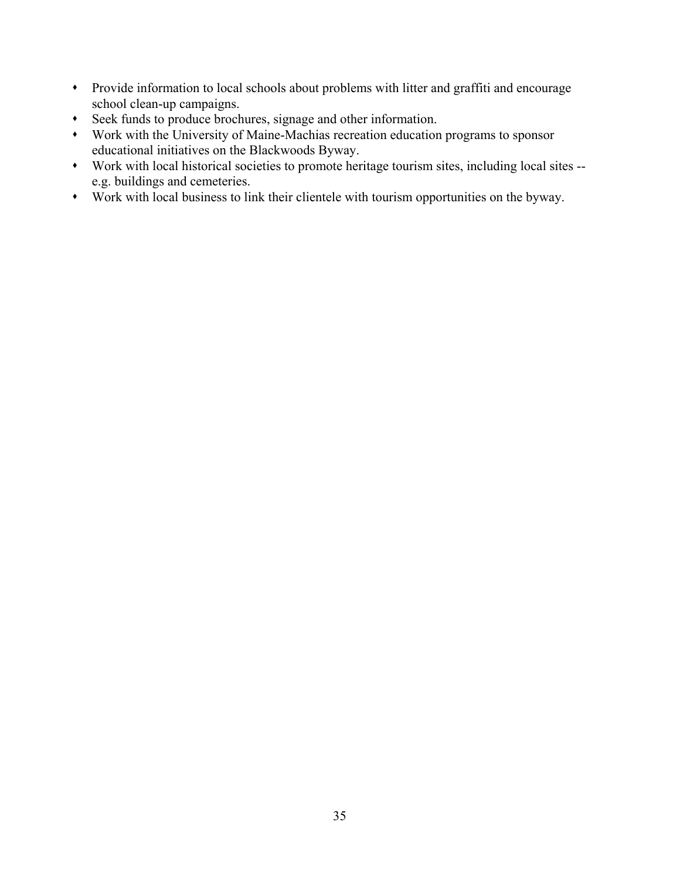- Provide information to local schools about problems with litter and graffiti and encourage school clean-up campaigns.
- Seek funds to produce brochures, signage and other information.
- Work with the University of Maine-Machias recreation education programs to sponsor educational initiatives on the Blackwoods Byway.
- Work with local historical societies to promote heritage tourism sites, including local sites -- e.g. buildings and cemeteries.
- Work with local business to link their clientele with tourism opportunities on the byway.